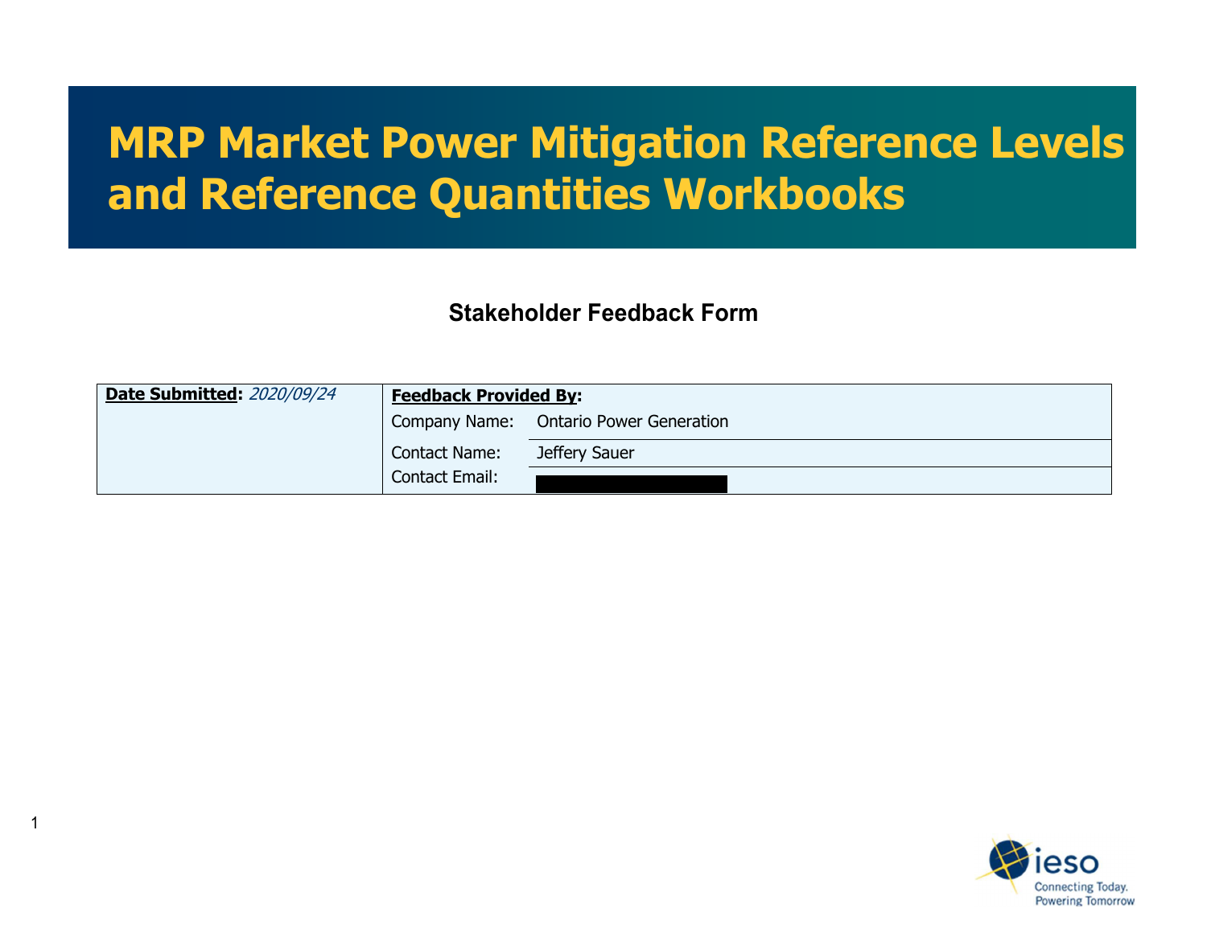# MRP Market Power Mitigation Reference Levels and Reference Quantities Workbooks

## Stakeholder Feedback Form

| **Date Submitted:** *2020/09/24* | **Feedback Provided By:** | |
|---|---|---|
| | Company Name: | Ontario Power Generation |
| | Contact Name: | Jeffery Sauer |
| | Contact Email: | |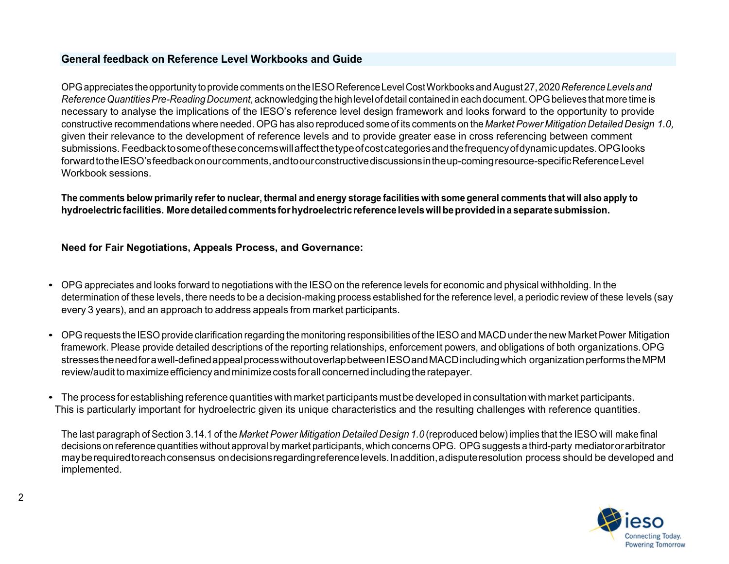## General feedback on Reference Level Workbooks and Guide

OPG appreciates the opportunity to provide comments on the IESO Reference Level Cost Workbooks and August 27, 2020 *Reference Levels and Reference Quantities Pre-Reading Document*, acknowledging the high level of detail contained in each document. OPG believes that more time is necessary to analyse the implications of the IESO's reference level design framework and looks forward to the opportunity to provide constructive recommendations where needed. OPG has also reproduced some of its comments on the *Market Power Mitigation Detailed Design 1.0,* given their relevance to the development of reference levels and to provide greater ease in cross referencing between comment submissions. Feedback to some of these concerns will affect the type of cost categories and the frequency of dynamic updates. OPG looks forward to the IESO's feedback on our comments, and to our constructive discussions in the up-coming resource-specific Reference Level Workbook sessions.

**The comments below primarily refer to nuclear, thermal and energy storage facilities with some general comments that will also apply to hydroelectric facilities. More detailed comments for hydroelectric reference levels will be provided in a separate submission.**

### Need for Fair Negotiations, Appeals Process, and Governance:

- OPG appreciates and looks forward to negotiations with the IESO on the reference levels for economic and physical withholding. In the determination of these levels, there needs to be a decision-making process established for the reference level, a periodic review of these levels (say every 3 years), and an approach to address appeals from market participants.

- OPG requests the IESO provide clarification regarding the monitoring responsibilities of the IESO and MACD under the new Market Power Mitigation framework. Please provide detailed descriptions of the reporting relationships, enforcement powers, and obligations of both organizations. OPG stresses the need for a well-defined appeal process without overlap between IESO and MACD including which organization performs the MPM review/audit to maximize efficiency and minimize costs for all concerned including the ratepayer.

- The process for establishing reference quantities with market participants must be developed in consultation with market participants. This is particularly important for hydroelectric given its unique characteristics and the resulting challenges with reference quantities.

  The last paragraph of Section 3.14.1 of the *Market Power Mitigation Detailed Design 1.0* (reproduced below) implies that the IESO will make final decisions on reference quantities without approval by market participants, which concerns OPG. OPG suggests a third-party mediator or arbitrator may be required to reach consensus on decisions regarding reference levels. In addition, a dispute resolution process should be developed and implemented.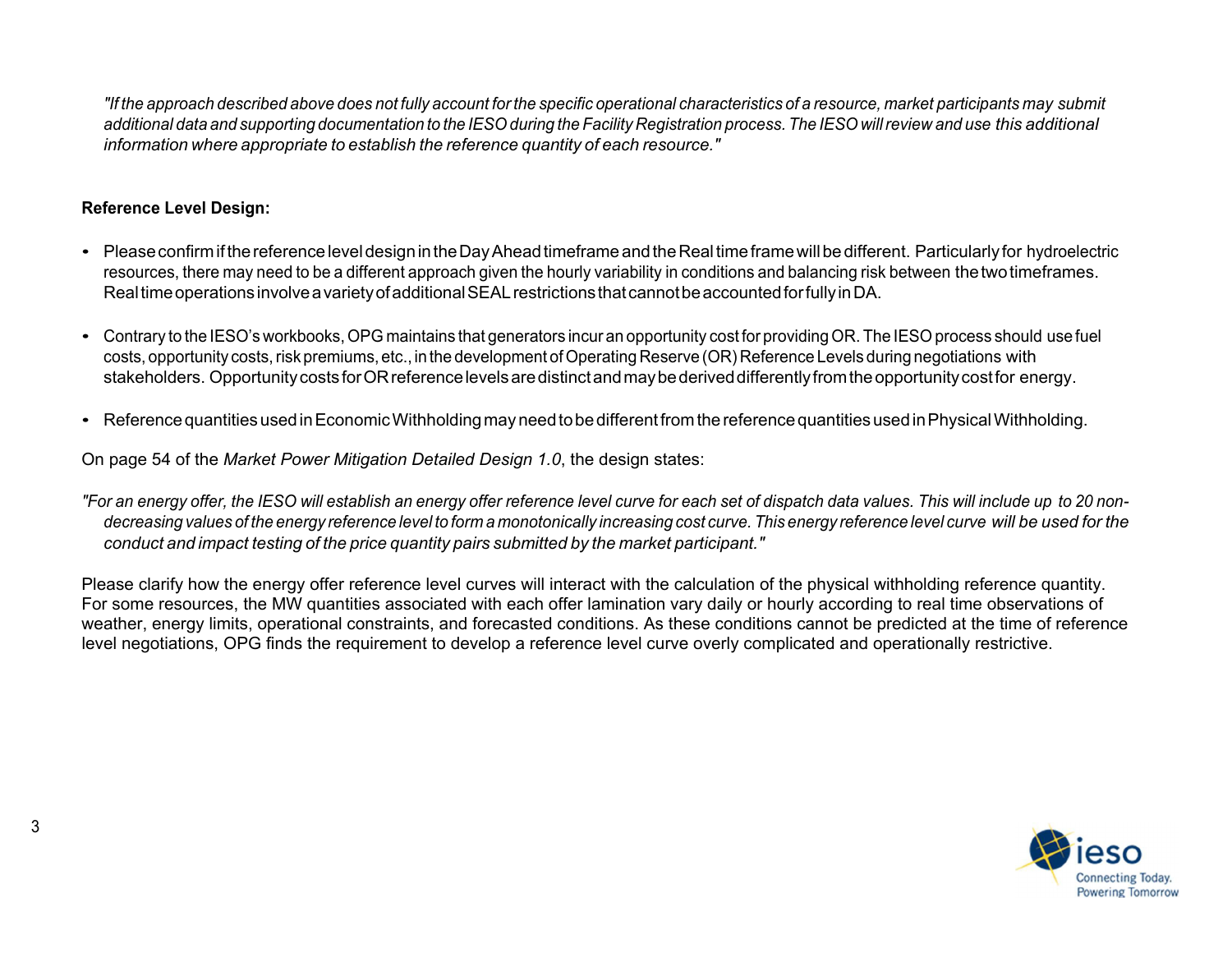*"If the approach described above does not fully account for the specific operational characteristics of a resource, market participants may submit additional data and supporting documentation to the IESO during the Facility Registration process. The IESO will review and use this additional information where appropriate to establish the reference quantity of each resource."*

**Reference Level Design:**

- Please confirm if the reference level design in the Day Ahead timeframe and the Real time frame will be different. Particularly for hydroelectric resources, there may need to be a different approach given the hourly variability in conditions and balancing risk between the two timeframes. Real time operations involve a variety of additional SEAL restrictions that cannot be accounted for fully in DA.

- Contrary to the IESO's workbooks, OPG maintains that generators incur an opportunity cost for providing OR. The IESO process should use fuel costs, opportunity costs, risk premiums, etc., in the development of Operating Reserve (OR) Reference Levels during negotiations with stakeholders. Opportunity costs for OR reference levels are distinct and may be derived differently from the opportunity cost for energy.

- Reference quantities used in Economic Withholding may need to be different from the reference quantities used in Physical Withholding.

On page 54 of the *Market Power Mitigation Detailed Design 1.0*, the design states:

*"For an energy offer, the IESO will establish an energy offer reference level curve for each set of dispatch data values. This will include up to 20 non-decreasing values of the energy reference level to form a monotonically increasing cost curve. This energy reference level curve will be used for the conduct and impact testing of the price quantity pairs submitted by the market participant."*

Please clarify how the energy offer reference level curves will interact with the calculation of the physical withholding reference quantity. For some resources, the MW quantities associated with each offer lamination vary daily or hourly according to real time observations of weather, energy limits, operational constraints, and forecasted conditions. As these conditions cannot be predicted at the time of reference level negotiations, OPG finds the requirement to develop a reference level curve overly complicated and operationally restrictive.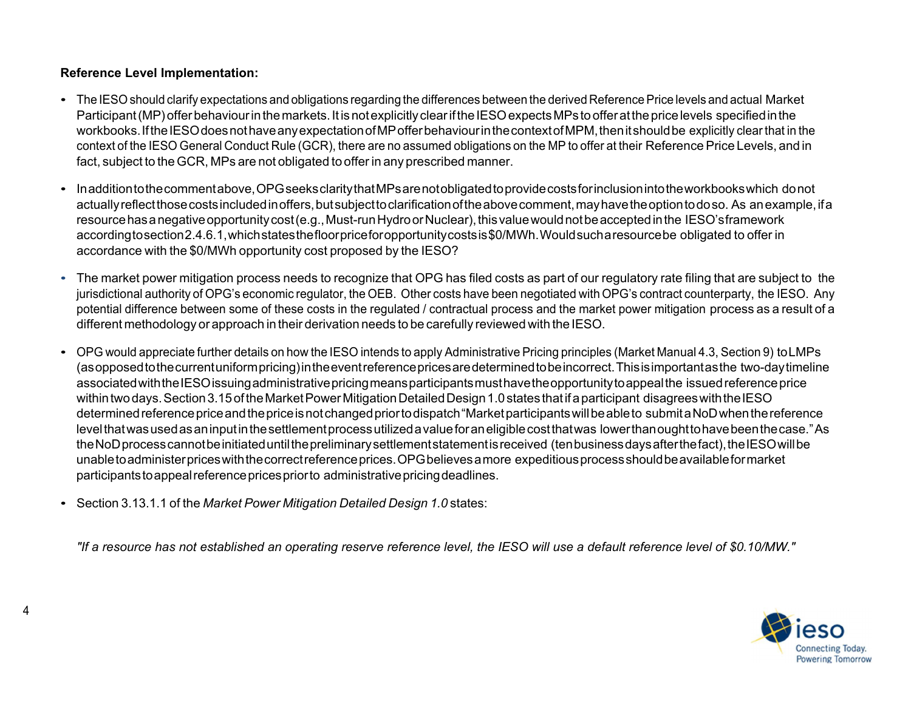**Reference Level Implementation:**

- The IESO should clarify expectations and obligations regarding the differences between the derived Reference Price levels and actual Market Participant (MP) offer behaviour in the markets. It is not explicitly clear if the IESO expects MPs to offer at the price levels specified in the workbooks. If the IESO does not have any expectation of MP offer behaviour in the context of MPM, then it should be explicitly clear that in the context of the IESO General Conduct Rule (GCR), there are no assumed obligations on the MP to offer at their Reference Price Levels, and in fact, subject to the GCR, MPs are not obligated to offer in any prescribed manner.

- In addition to the comment above, OPG seeks clarity that MPs are not obligated to provide costs for inclusion into the workbooks which do not actually reflect those costs included in offers, but subject to clarification of the above comment, may have the option to do so. As an example, if a resource has a negative opportunity cost (e.g., Must-run Hydro or Nuclear), this value would not be accepted in the IESO's framework according to section 2.4.6.1, which states the floor price for opportunity costs is $0/MWh. Would such a resource be obligated to offer in accordance with the $0/MWh opportunity cost proposed by the IESO?

- The market power mitigation process needs to recognize that OPG has filed costs as part of our regulatory rate filing that are subject to the jurisdictional authority of OPG's economic regulator, the OEB. Other costs have been negotiated with OPG's contract counterparty, the IESO. Any potential difference between some of these costs in the regulated / contractual process and the market power mitigation process as a result of a different methodology or approach in their derivation needs to be carefully reviewed with the IESO.

- OPG would appreciate further details on how the IESO intends to apply Administrative Pricing principles (Market Manual 4.3, Section 9) to LMPs (as opposed to the current uniform pricing) in the event reference prices are determined to be incorrect. This is important as the two-day timeline associated with the IESO issuing administrative pricing means participants must have the opportunity to appeal the issued reference price within two days. Section 3.15 of the Market Power Mitigation Detailed Design 1.0 states that if a participant disagrees with the IESO determined reference price and the price is not changed prior to dispatch "Market participants will be able to submit a NoD when the reference level that was used as an input in the settlement process utilized a value for an eligible cost that was lower than ought to have been the case." As the NoD process cannot be initiated until the preliminary settlement statement is received (ten business days after the fact), the IESO will be unable to administer prices with the correct reference prices. OPG believes a more expeditious process should be available for market participants to appeal reference prices prior to administrative pricing deadlines.

- Section 3.13.1.1 of the *Market Power Mitigation Detailed Design 1.0* states:

*"If a resource has not established an operating reserve reference level, the IESO will use a default reference level of $0.10/MW."*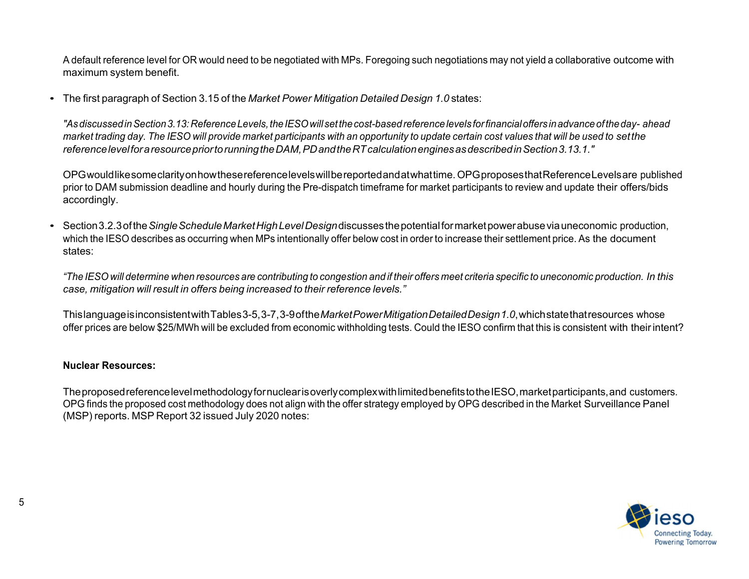A default reference level for OR would need to be negotiated with MPs. Foregoing such negotiations may not yield a collaborative outcome with maximum system benefit.

- The first paragraph of Section 3.15 of the *Market Power Mitigation Detailed Design 1.0* states:

  *"As discussed in Section 3.13: Reference Levels, the IESO will set the cost-based reference levels for financial offers in advance of the day- ahead market trading day. The IESO will provide market participants with an opportunity to update certain cost values that will be used to set the reference level for a resource prior to running the DAM, PD and the RT calculation engines as described in Section 3.13.1."*

  OPG would like some clarity on how these reference levels will be reported and at what time. OPG proposes that Reference Levels are published prior to DAM submission deadline and hourly during the Pre-dispatch timeframe for market participants to review and update their offers/bids accordingly.

- Section 3.2.3 of the *Single Schedule Market High Level Design* discusses the potential for market power abuse via uneconomic production, which the IESO describes as occurring when MPs intentionally offer below cost in order to increase their settlement price. As the document states:

  *"The IESO will determine when resources are contributing to congestion and if their offers meet criteria specific to uneconomic production. In this case, mitigation will result in offers being increased to their reference levels."*

  This language is inconsistent with Tables 3-5, 3-7, 3-9 of the *Market Power Mitigation Detailed Design 1.0*, which state that resources whose offer prices are below $25/MWh will be excluded from economic withholding tests. Could the IESO confirm that this is consistent with their intent?

**Nuclear Resources:**

The proposed reference level methodology for nuclear is overly complex with limited benefits to the IESO, market participants, and customers. OPG finds the proposed cost methodology does not align with the offer strategy employed by OPG described in the Market Surveillance Panel (MSP) reports. MSP Report 32 issued July 2020 notes: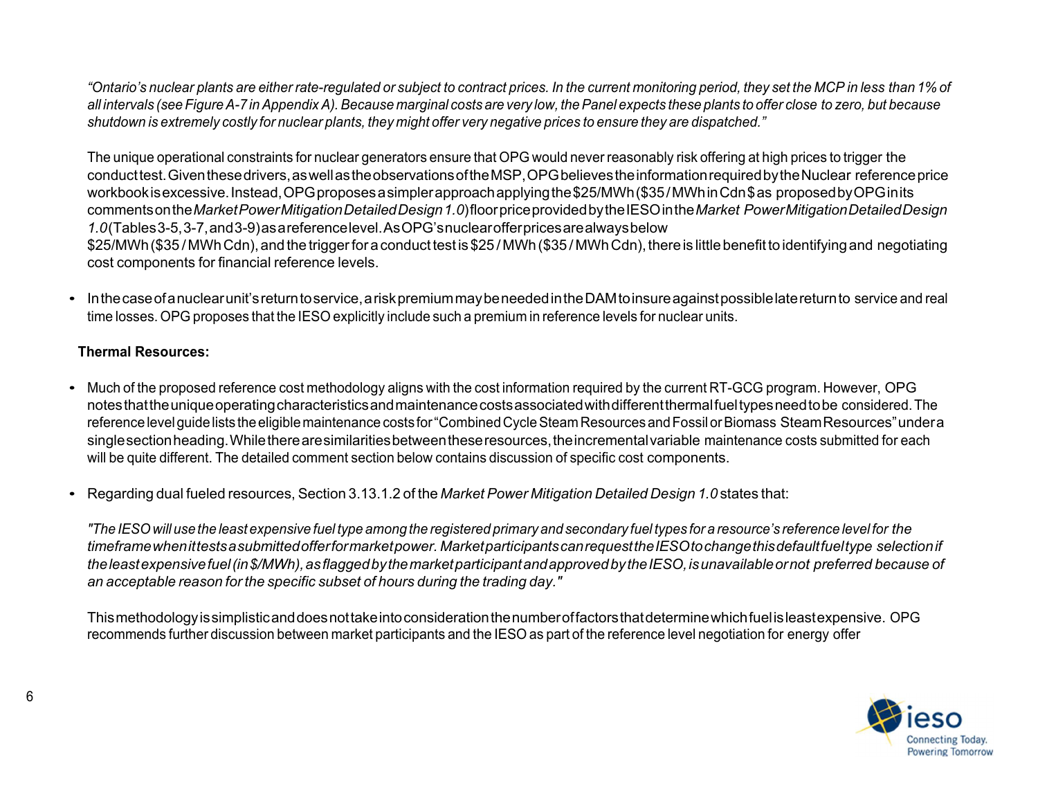*"Ontario's nuclear plants are either rate-regulated or subject to contract prices. In the current monitoring period, they set the MCP in less than 1% of all intervals (see Figure A-7 in Appendix A). Because marginal costs are very low, the Panel expects these plants to offer close to zero, but because shutdown is extremely costly for nuclear plants, they might offer very negative prices to ensure they are dispatched."*

The unique operational constraints for nuclear generators ensure that OPG would never reasonably risk offering at high prices to trigger the conduct test. Given these drivers, as well as the observations of the MSP, OPG believes the information required by the Nuclear reference price workbook is excessive. Instead, OPG proposes a simpler approach applying the $25/MWh ($35 / MWh in Cdn $ as proposed by OPG in its comments on the *Market Power Mitigation Detailed Design 1.0*) floor price provided by the IESO in the *Market Power Mitigation Detailed Design 1.0* (Tables 3-5, 3-7, and 3-9) as a reference level. As OPG's nuclear offer prices are always below $25/MWh ($35 / MWh Cdn), and the trigger for a conduct test is $25 / MWh ($35 / MWh Cdn), there is little benefit to identifying and negotiating cost components for financial reference levels.

- In the case of a nuclear unit's return to service, a risk premium may be needed in the DAM to insure against possible late return to service and real time losses. OPG proposes that the IESO explicitly include such a premium in reference levels for nuclear units.

**Thermal Resources:**

- Much of the proposed reference cost methodology aligns with the cost information required by the current RT-GCG program. However, OPG notes that the unique operating characteristics and maintenance costs associated with different thermal fuel types need to be considered. The reference level guide lists the eligible maintenance costs for "Combined Cycle Steam Resources and Fossil or Biomass Steam Resources" under a single section heading. While there are similarities between these resources, the incremental variable maintenance costs submitted for each will be quite different. The detailed comment section below contains discussion of specific cost components.

- Regarding dual fueled resources, Section 3.13.1.2 of the *Market Power Mitigation Detailed Design 1.0* states that:

  *"The IESO will use the least expensive fuel type among the registered primary and secondary fuel types for a resource's reference level for the timeframe when it tests a submitted offer for market power. Market participants can request the IESO to change this default fuel type selection if the least expensive fuel (in $/MWh), as flagged by the market participant and approved by the IESO, is unavailable or not preferred because of an acceptable reason for the specific subset of hours during the trading day."*

  This methodology is simplistic and does not take into consideration the number of factors that determine which fuel is least expensive. OPG recommends further discussion between market participants and the IESO as part of the reference level negotiation for energy offer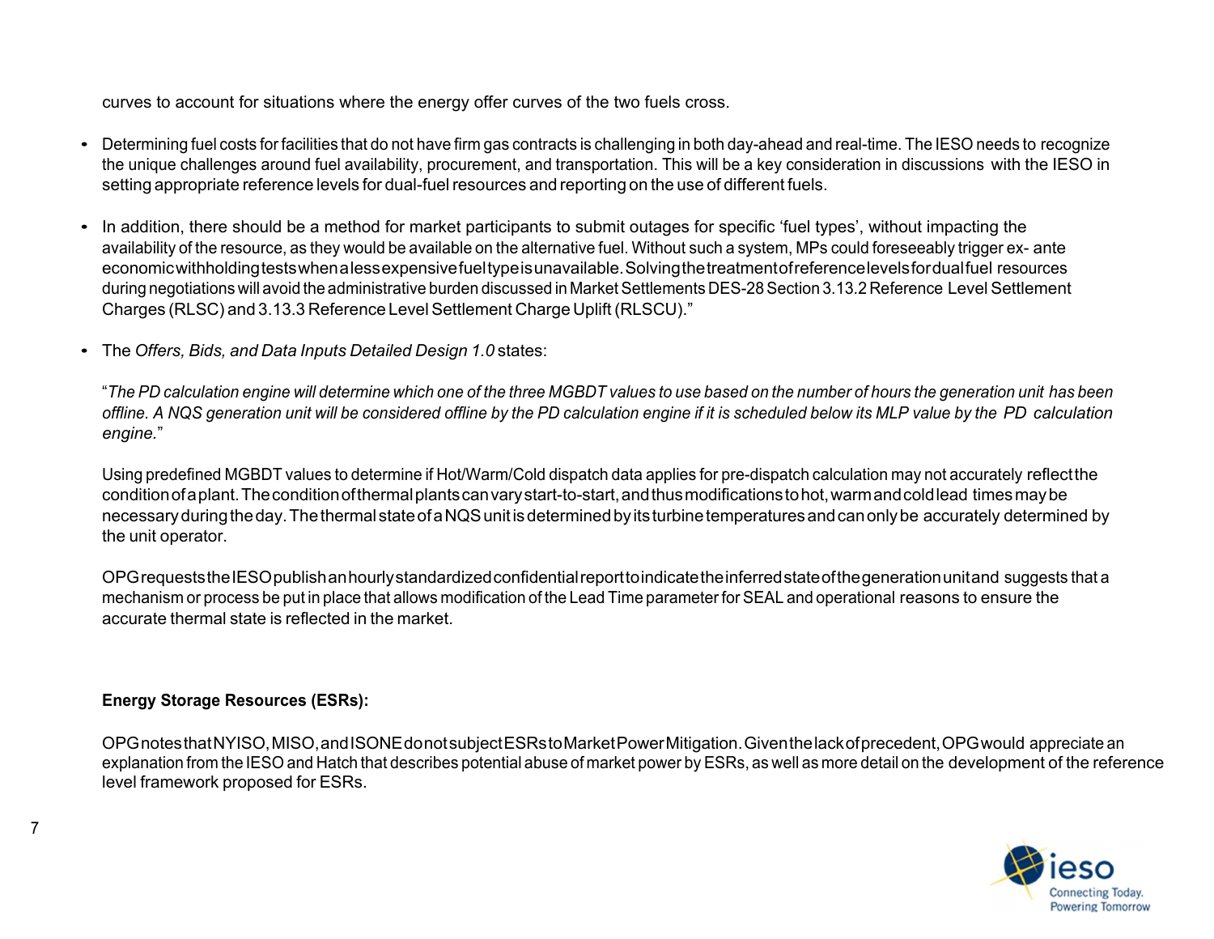curves to account for situations where the energy offer curves of the two fuels cross.

- Determining fuel costs for facilities that do not have firm gas contracts is challenging in both day-ahead and real-time. The IESO needs to recognize the unique challenges around fuel availability, procurement, and transportation. This will be a key consideration in discussions with the IESO in setting appropriate reference levels for dual-fuel resources and reporting on the use of different fuels.

- In addition, there should be a method for market participants to submit outages for specific 'fuel types', without impacting the availability of the resource, as they would be available on the alternative fuel. Without such a system, MPs could foreseeably trigger ex- ante economic withholding tests when a less expensive fuel type is unavailable. Solving the treatment of reference levels for dual fuel resources during negotiations will avoid the administrative burden discussed in Market Settlements DES-28 Section 3.13.2 Reference Level Settlement Charges (RLSC) and 3.13.3 Reference Level Settlement Charge Uplift (RLSCU)."

- The *Offers, Bids, and Data Inputs Detailed Design 1.0* states:

  "*The PD calculation engine will determine which one of the three MGBDT values to use based on the number of hours the generation unit has been offline. A NQS generation unit will be considered offline by the PD calculation engine if it is scheduled below its MLP value by the PD calculation engine.*"

  Using predefined MGBDT values to determine if Hot/Warm/Cold dispatch data applies for pre-dispatch calculation may not accurately reflect the condition of a plant. The condition of thermal plants can vary start-to-start, and thus modifications to hot, warm and cold lead times may be necessary during the day. The thermal state of a NQS unit is determined by its turbine temperatures and can only be accurately determined by the unit operator.

  OPG requests the IESO publish an hourly standardized confidential report to indicate the inferred state of the generation unit and suggests that a mechanism or process be put in place that allows modification of the Lead Time parameter for SEAL and operational reasons to ensure the accurate thermal state is reflected in the market.

**Energy Storage Resources (ESRs):**

OPG notes that NYISO, MISO, and ISONE do not subject ESRs to Market Power Mitigation. Given the lack of precedent, OPG would appreciate an explanation from the IESO and Hatch that describes potential abuse of market power by ESRs, as well as more detail on the development of the reference level framework proposed for ESRs.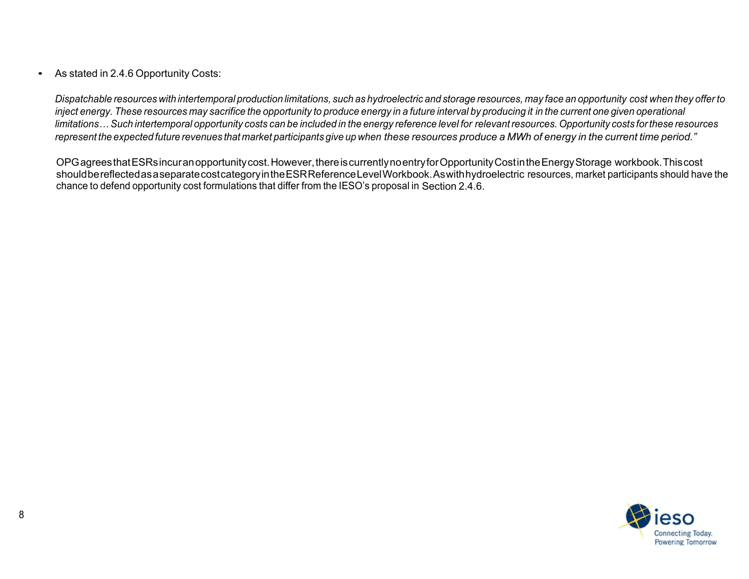- As stated in 2.4.6 Opportunity Costs:

  *Dispatchable resources with intertemporal production limitations, such as hydroelectric and storage resources, may face an opportunity cost when they offer to inject energy. These resources may sacrifice the opportunity to produce energy in a future interval by producing it in the current one given operational limitations… Such intertemporal opportunity costs can be included in the energy reference level for relevant resources. Opportunity costs for these resources represent the expected future revenues that market participants give up when these resources produce a MWh of energy in the current time period."*

  OPG agrees that ESRs incur an opportunity cost. However, there is currently no entry for Opportunity Cost in the Energy Storage workbook. This cost should be reflected as a separate cost category in the ESR Reference Level Workbook. As with hydroelectric resources, market participants should have the chance to defend opportunity cost formulations that differ from the IESO's proposal in Section 2.4.6.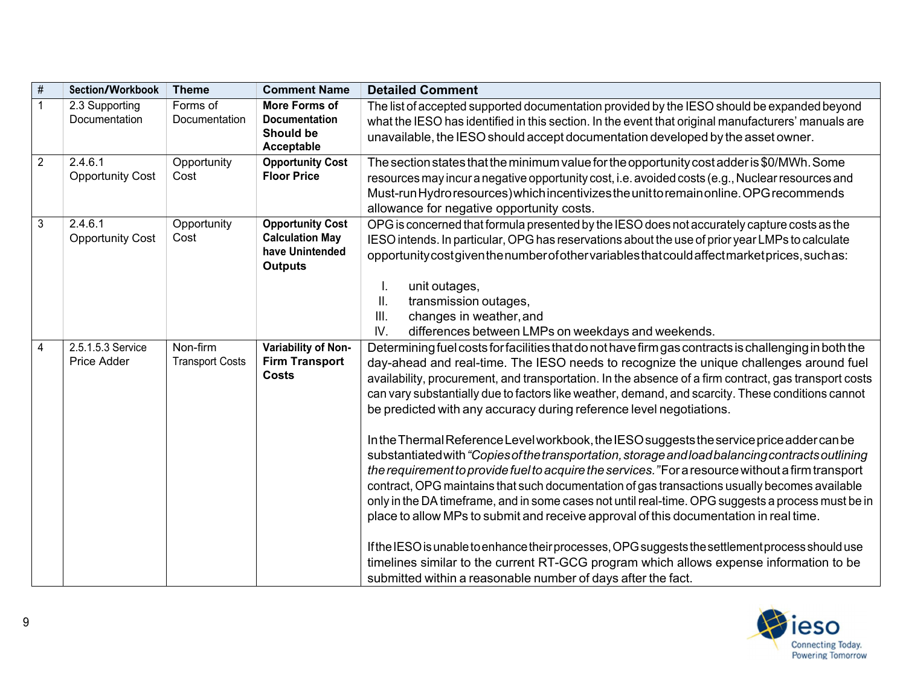| # | Section/Workbook | Theme | Comment Name | Detailed Comment |
|---|---|---|---|---|
| 1 | 2.3 Supporting Documentation | Forms of Documentation | **More Forms of Documentation Should be Acceptable** | The list of accepted supported documentation provided by the IESO should be expanded beyond what the IESO has identified in this section. In the event that original manufacturers' manuals are unavailable, the IESO should accept documentation developed by the asset owner. |
| 2 | 2.4.6.1 Opportunity Cost | Opportunity Cost | **Opportunity Cost Floor Price** | The section states that the minimum value for the opportunity cost adder is $0/MWh. Some resources may incur a negative opportunity cost, i.e. avoided costs (e.g., Nuclear resources and Must-run Hydro resources) which incentivizes the unit to remain online. OPG recommends allowance for negative opportunity costs. |
| 3 | 2.4.6.1 Opportunity Cost | Opportunity Cost | **Opportunity Cost Calculation May have Unintended Outputs** | OPG is concerned that formula presented by the IESO does not accurately capture costs as the IESO intends. In particular, OPG has reservations about the use of prior year LMPs to calculate opportunity cost given the number of other variables that could affect market prices, such as:<br><br>I. unit outages,<br>II. transmission outages,<br>III. changes in weather, and<br>IV. differences between LMPs on weekdays and weekends. |
| 4 | 2.5.1.5.3 Service Price Adder | Non-firm Transport Costs | **Variability of Non-Firm Transport Costs** | Determining fuel costs for facilities that do not have firm gas contracts is challenging in both the day-ahead and real-time. The IESO needs to recognize the unique challenges around fuel availability, procurement, and transportation. In the absence of a firm contract, gas transport costs can vary substantially due to factors like weather, demand, and scarcity. These conditions cannot be predicted with any accuracy during reference level negotiations.<br><br>In the Thermal Reference Level workbook, the IESO suggests the service price adder can be substantiated with *"Copies of the transportation, storage and load balancing contracts outlining the requirement to provide fuel to acquire the services."* For a resource without a firm transport contract, OPG maintains that such documentation of gas transactions usually becomes available only in the DA timeframe, and in some cases not until real-time. OPG suggests a process must be in place to allow MPs to submit and receive approval of this documentation in real time.<br><br>If the IESO is unable to enhance their processes, OPG suggests the settlement process should use timelines similar to the current RT-GCG program which allows expense information to be submitted within a reasonable number of days after the fact. |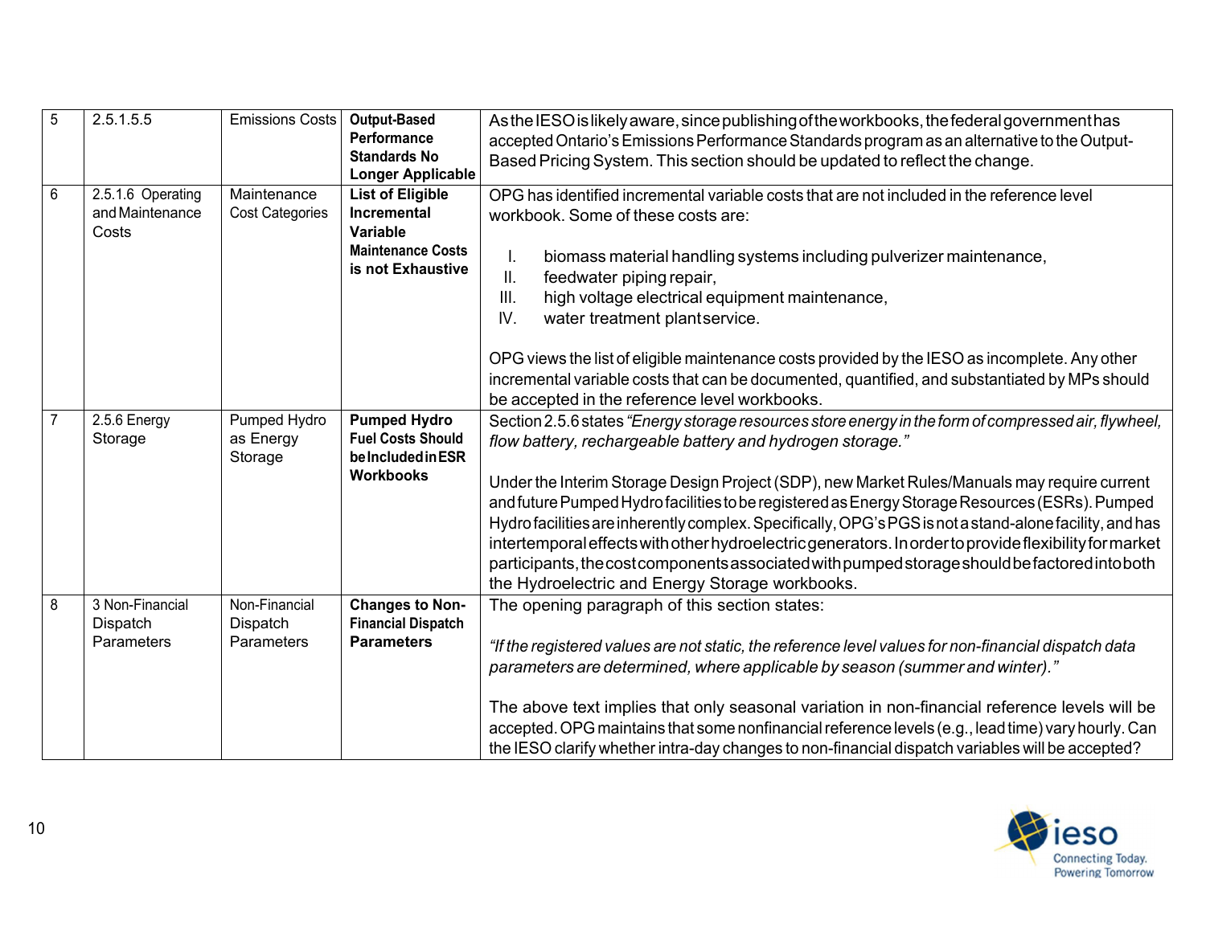| | | | | |
|---|---|---|---|---|
| 5 | 2.5.1.5.5 | Emissions Costs | **Output-Based Performance Standards No Longer Applicable** | As the IESO is likely aware, since publishing of the workbooks, the federal government has accepted Ontario's Emissions Performance Standards program as an alternative to the Output-Based Pricing System. This section should be updated to reflect the change. |
| 6 | 2.5.1.6 Operating and Maintenance Costs | Maintenance Cost Categories | **List of Eligible Incremental Variable Maintenance Costs is not Exhaustive** | OPG has identified incremental variable costs that are not included in the reference level workbook. Some of these costs are:<br><br>I. biomass material handling systems including pulverizer maintenance,<br>II. feedwater piping repair,<br>III. high voltage electrical equipment maintenance,<br>IV. water treatment plant service.<br><br>OPG views the list of eligible maintenance costs provided by the IESO as incomplete. Any other incremental variable costs that can be documented, quantified, and substantiated by MPs should be accepted in the reference level workbooks. |
| 7 | 2.5.6 Energy Storage | Pumped Hydro as Energy Storage | **Pumped Hydro Fuel Costs Should be Included in ESR Workbooks** | Section 2.5.6 states *"Energy storage resources store energy in the form of compressed air, flywheel, flow battery, rechargeable battery and hydrogen storage."*<br><br>Under the Interim Storage Design Project (SDP), new Market Rules/Manuals may require current and future Pumped Hydro facilities to be registered as Energy Storage Resources (ESRs). Pumped Hydro facilities are inherently complex. Specifically, OPG's PGS is not a stand-alone facility, and has intertemporal effects with other hydroelectric generators. In order to provide flexibility for market participants, the cost components associated with pumped storage should be factored into both the Hydroelectric and Energy Storage workbooks. |
| 8 | 3 Non-Financial Dispatch Parameters | Non-Financial Dispatch Parameters | **Changes to Non-Financial Dispatch Parameters** | The opening paragraph of this section states:<br><br>*"If the registered values are not static, the reference level values for non-financial dispatch data parameters are determined, where applicable by season (summer and winter)."*<br><br>The above text implies that only seasonal variation in non-financial reference levels will be accepted. OPG maintains that some nonfinancial reference levels (e.g., lead time) vary hourly. Can the IESO clarify whether intra-day changes to non-financial dispatch variables will be accepted? |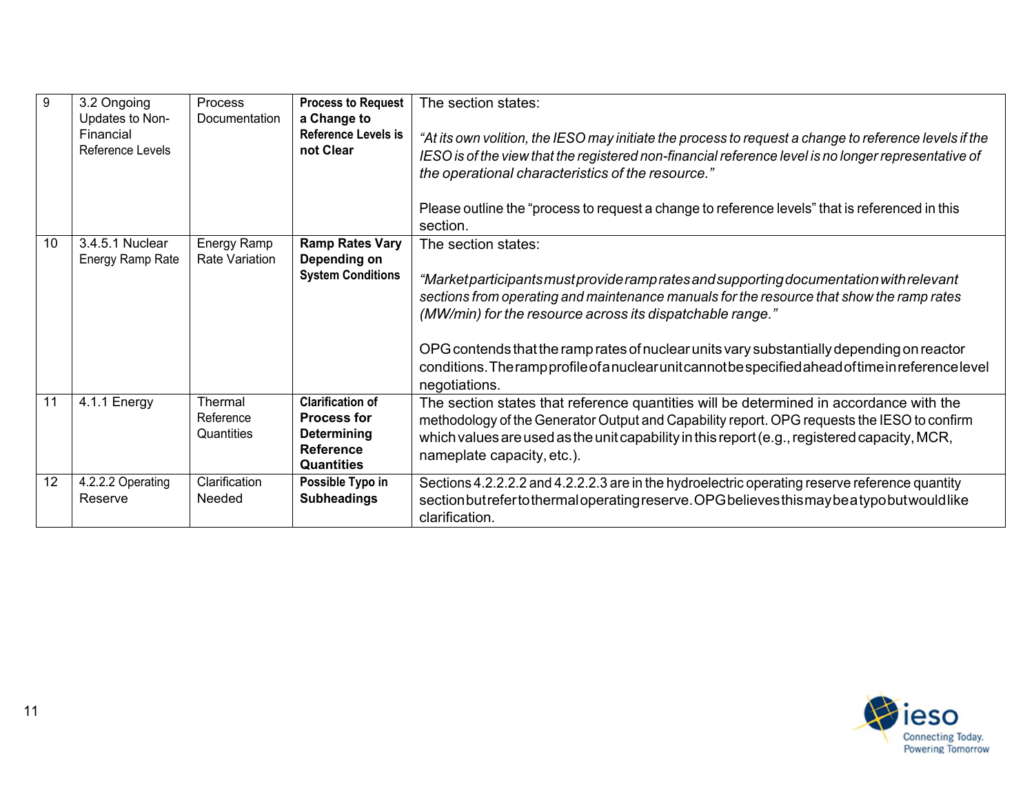| | | | | |
|---|---|---|---|---|
| 9 | 3.2 Ongoing Updates to Non-Financial Reference Levels | Process Documentation | **Process to Request a Change to Reference Levels is not Clear** | The section states:<br><br>*"At its own volition, the IESO may initiate the process to request a change to reference levels if the IESO is of the view that the registered non-financial reference level is no longer representative of the operational characteristics of the resource."*<br><br>Please outline the "process to request a change to reference levels" that is referenced in this section. |
| 10 | 3.4.5.1 Nuclear Energy Ramp Rate | Energy Ramp Rate Variation | **Ramp Rates Vary Depending on System Conditions** | The section states:<br><br>*"Market participants must provide ramp rates and supporting documentation with relevant sections from operating and maintenance manuals for the resource that show the ramp rates (MW/min) for the resource across its dispatchable range."*<br><br>OPG contends that the ramp rates of nuclear units vary substantially depending on reactor conditions. The ramp profile of a nuclear unit cannot be specified ahead of time in reference level negotiations. |
| 11 | 4.1.1 Energy | Thermal Reference Quantities | **Clarification of Process for Determining Reference Quantities** | The section states that reference quantities will be determined in accordance with the methodology of the Generator Output and Capability report. OPG requests the IESO to confirm which values are used as the unit capability in this report (e.g., registered capacity, MCR, nameplate capacity, etc.). |
| 12 | 4.2.2.2 Operating Reserve | Clarification Needed | **Possible Typo in Subheadings** | Sections 4.2.2.2.2 and 4.2.2.2.3 are in the hydroelectric operating reserve reference quantity section but refer to thermal operating reserve. OPG believes this may be a typo but would like clarification. |